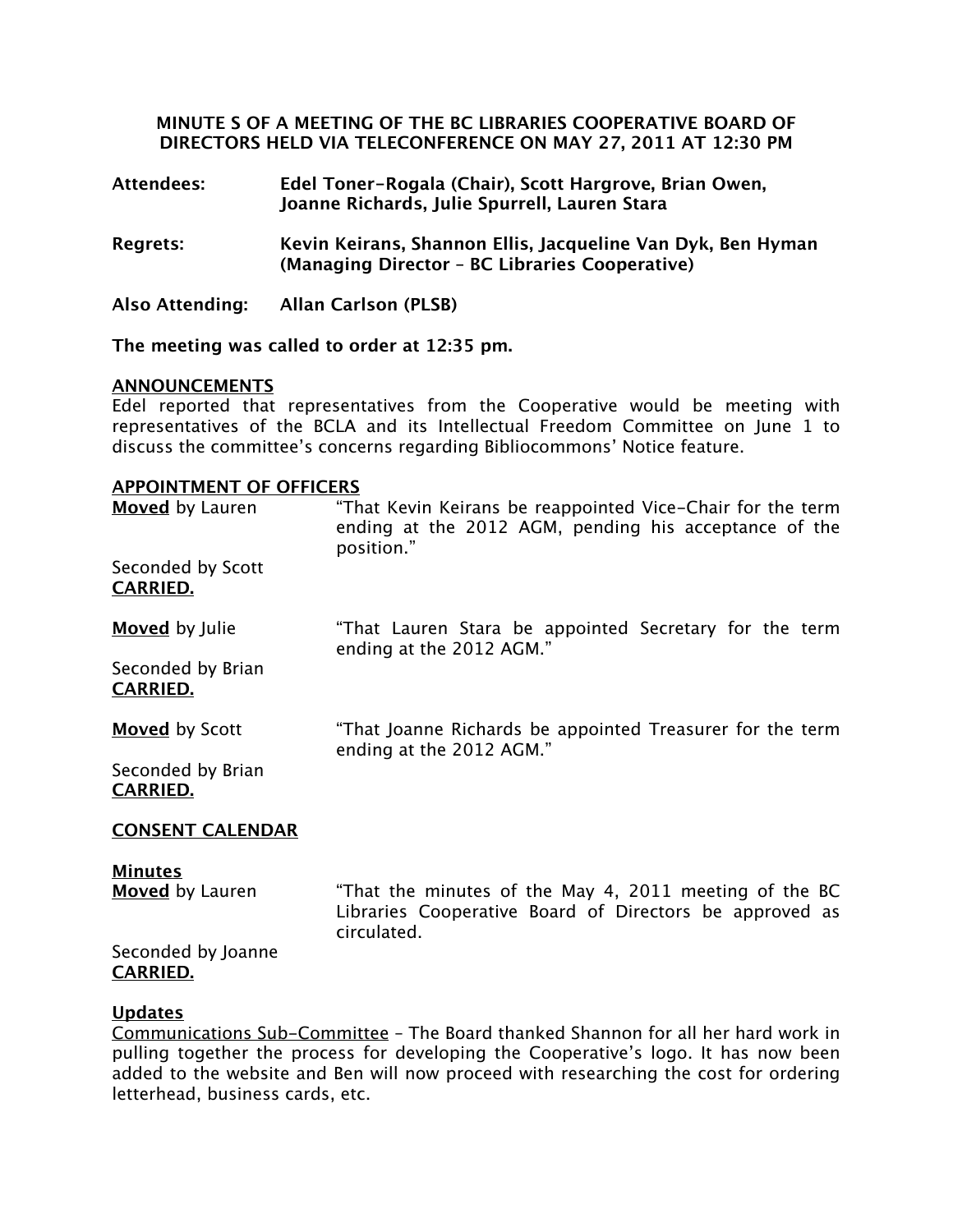**MINUTE S OF A MEETING OF THE BC LIBRARIES COOPERATIVE BOARD OF DIRECTORS HELD VIA TELECONFERENCE ON MAY 27, 2011 AT 12:30 PM**

**Attendees:** **Edel Toner-Rogala (Chair), Scott Hargrove, Brian Owen, Joanne Richards, Julie Spurrell, Lauren Stara**

**Regrets:** **Kevin Keirans, Shannon Ellis, Jacqueline Van Dyk, Ben Hyman (Managing Director – BC Libraries Cooperative)**

**Also Attending:** **Allan Carlson (PLSB)**

**The meeting was called to order at 12:35 pm.**

**ANNOUNCEMENTS**

Edel reported that representatives from the Cooperative would be meeting with representatives of the BCLA and its Intellectual Freedom Committee on June 1 to discuss the committee's concerns regarding Bibliocommons' Notice feature.

**APPOINTMENT OF OFFICERS**

**Moved** by Lauren "That Kevin Keirans be reappointed Vice-Chair for the term ending at the 2012 AGM, pending his acceptance of the position."

Seconded by Scott
**CARRIED.**

**Moved** by Julie "That Lauren Stara be appointed Secretary for the term ending at the 2012 AGM."

Seconded by Brian
**CARRIED.**

**Moved** by Scott "That Joanne Richards be appointed Treasurer for the term ending at the 2012 AGM."

Seconded by Brian
**CARRIED.**

**CONSENT CALENDAR**

**Minutes**

**Moved** by Lauren "That the minutes of the May 4, 2011 meeting of the BC Libraries Cooperative Board of Directors be approved as circulated.

Seconded by Joanne
**CARRIED.**

**Updates**

Communications Sub-Committee – The Board thanked Shannon for all her hard work in pulling together the process for developing the Cooperative's logo. It has now been added to the website and Ben will now proceed with researching the cost for ordering letterhead, business cards, etc.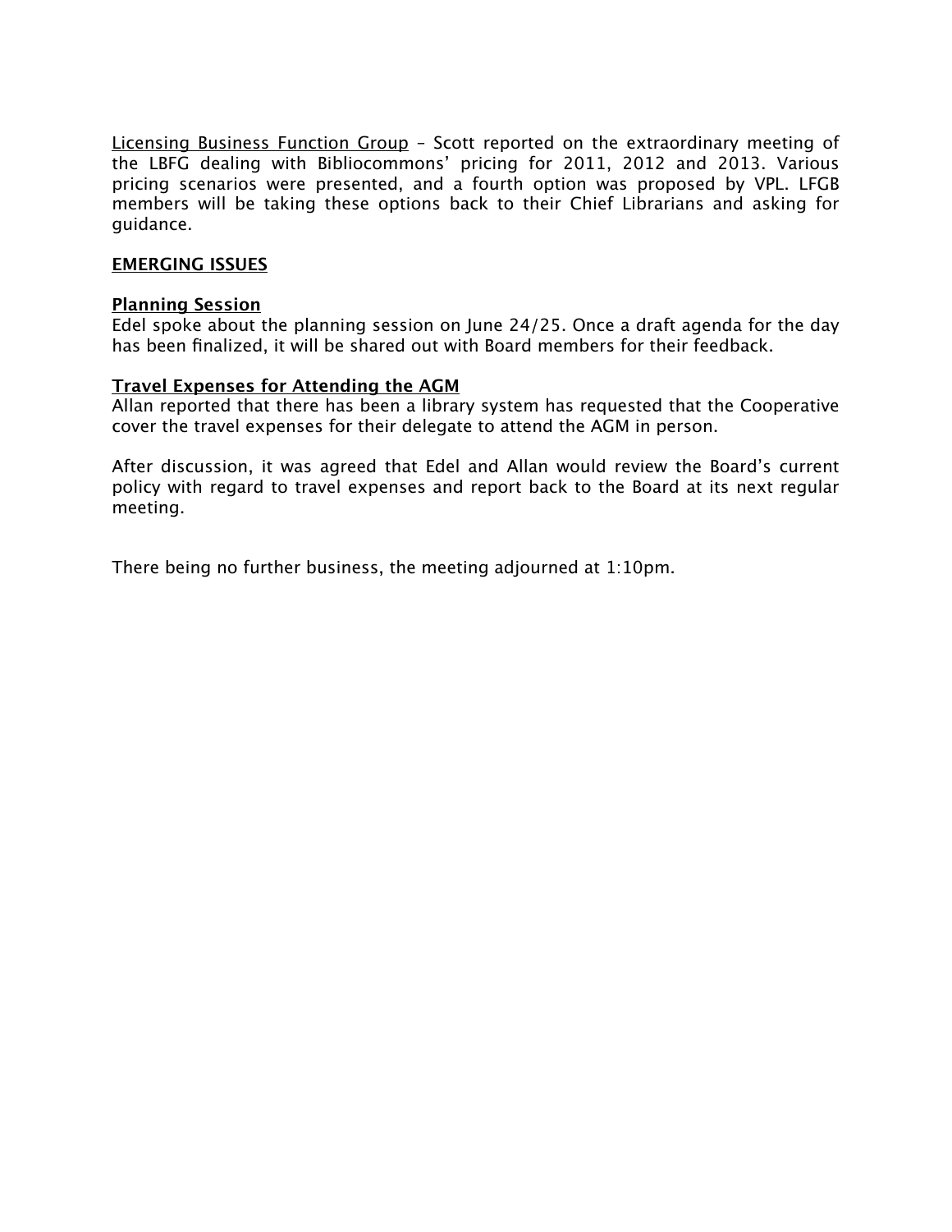Licensing Business Function Group – Scott reported on the extraordinary meeting of the LBFG dealing with Bibliocommons' pricing for 2011, 2012 and 2013. Various pricing scenarios were presented, and a fourth option was proposed by VPL. LFGB members will be taking these options back to their Chief Librarians and asking for guidance.

## EMERGING ISSUES

### Planning Session

Edel spoke about the planning session on June 24/25. Once a draft agenda for the day has been finalized, it will be shared out with Board members for their feedback.

### Travel Expenses for Attending the AGM

Allan reported that there has been a library system has requested that the Cooperative cover the travel expenses for their delegate to attend the AGM in person.

After discussion, it was agreed that Edel and Allan would review the Board's current policy with regard to travel expenses and report back to the Board at its next regular meeting.

There being no further business, the meeting adjourned at 1:10pm.